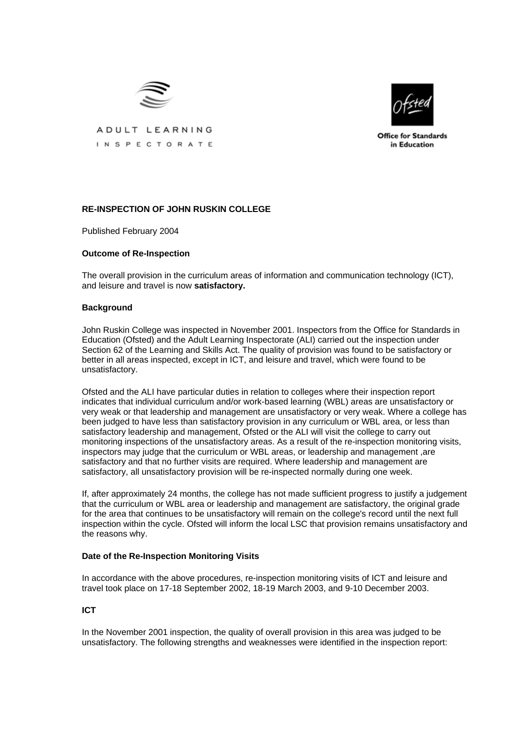ADULT LEARNING INSPECTORATE

Ofsted
Office for Standards in Education

**RE-INSPECTION OF JOHN RUSKIN COLLEGE**

Published February 2004

**Outcome of Re-Inspection**

The overall provision in the curriculum areas of information and communication technology (ICT), and leisure and travel is now **satisfactory.**

**Background**

John Ruskin College was inspected in November 2001. Inspectors from the Office for Standards in Education (Ofsted) and the Adult Learning Inspectorate (ALI) carried out the inspection under Section 62 of the Learning and Skills Act. The quality of provision was found to be satisfactory or better in all areas inspected, except in ICT, and leisure and travel, which were found to be unsatisfactory.

Ofsted and the ALI have particular duties in relation to colleges where their inspection report indicates that individual curriculum and/or work-based learning (WBL) areas are unsatisfactory or very weak or that leadership and management are unsatisfactory or very weak. Where a college has been judged to have less than satisfactory provision in any curriculum or WBL area, or less than satisfactory leadership and management, Ofsted or the ALI will visit the college to carry out monitoring inspections of the unsatisfactory areas. As a result of the re-inspection monitoring visits, inspectors may judge that the curriculum or WBL areas, or leadership and management ,are satisfactory and that no further visits are required. Where leadership and management are satisfactory, all unsatisfactory provision will be re-inspected normally during one week.

If, after approximately 24 months, the college has not made sufficient progress to justify a judgement that the curriculum or WBL area or leadership and management are satisfactory, the original grade for the area that continues to be unsatisfactory will remain on the college's record until the next full inspection within the cycle. Ofsted will inform the local LSC that provision remains unsatisfactory and the reasons why.

**Date of the Re-Inspection Monitoring Visits**

In accordance with the above procedures, re-inspection monitoring visits of ICT and leisure and travel took place on 17-18 September 2002, 18-19 March 2003, and 9-10 December 2003.

**ICT**

In the November 2001 inspection, the quality of overall provision in this area was judged to be unsatisfactory. The following strengths and weaknesses were identified in the inspection report: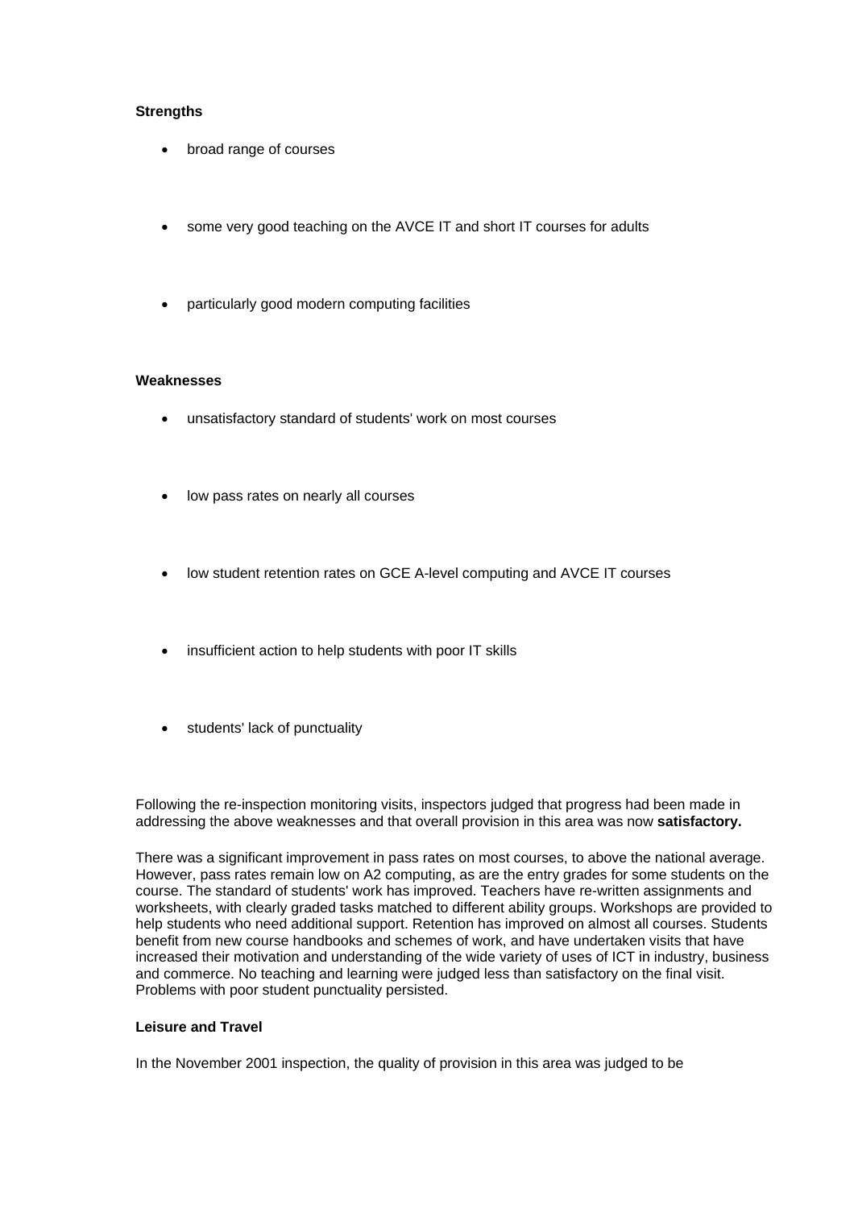**Strengths**

- broad range of courses
- some very good teaching on the AVCE IT and short IT courses for adults
- particularly good modern computing facilities

**Weaknesses**

- unsatisfactory standard of students' work on most courses
- low pass rates on nearly all courses
- low student retention rates on GCE A-level computing and AVCE IT courses
- insufficient action to help students with poor IT skills
- students' lack of punctuality

Following the re-inspection monitoring visits, inspectors judged that progress had been made in addressing the above weaknesses and that overall provision in this area was now **satisfactory.**

There was a significant improvement in pass rates on most courses, to above the national average. However, pass rates remain low on A2 computing, as are the entry grades for some students on the course. The standard of students' work has improved. Teachers have re-written assignments and worksheets, with clearly graded tasks matched to different ability groups. Workshops are provided to help students who need additional support. Retention has improved on almost all courses. Students benefit from new course handbooks and schemes of work, and have undertaken visits that have increased their motivation and understanding of the wide variety of uses of ICT in industry, business and commerce. No teaching and learning were judged less than satisfactory on the final visit. Problems with poor student punctuality persisted.

**Leisure and Travel**

In the November 2001 inspection, the quality of provision in this area was judged to be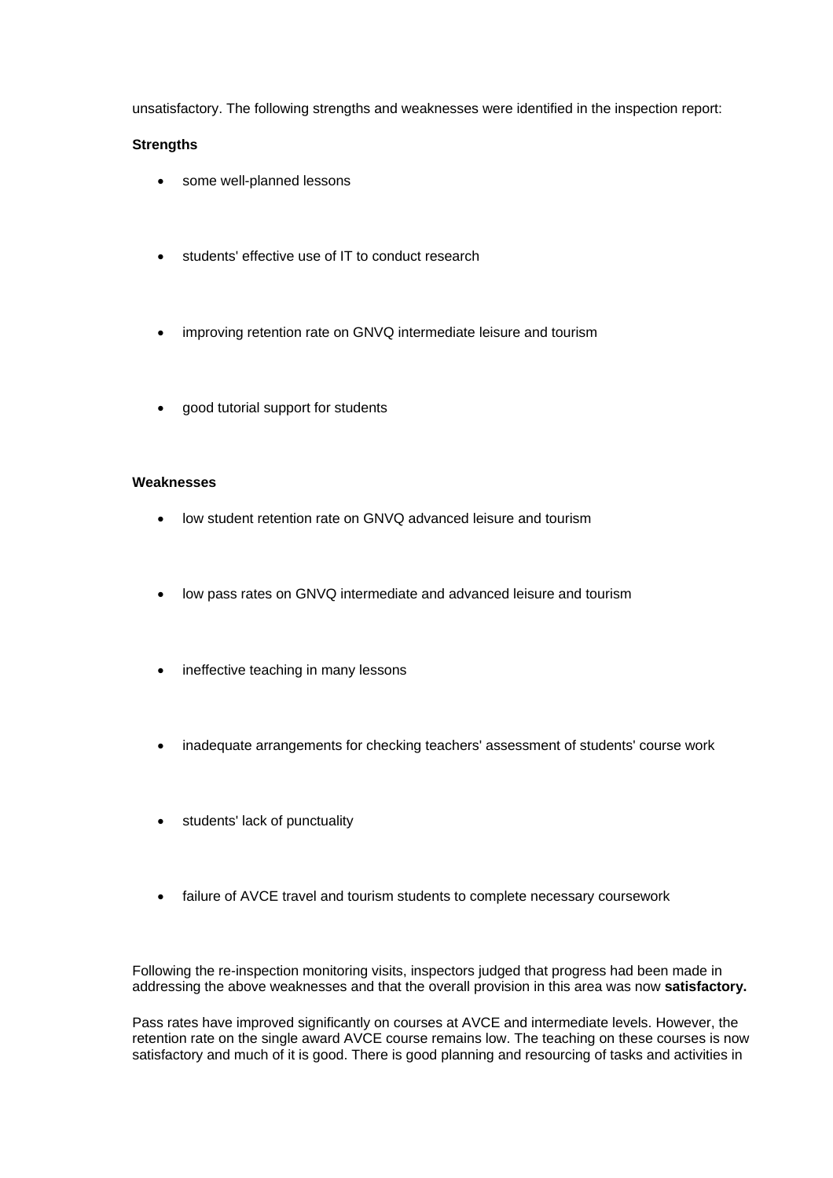unsatisfactory. The following strengths and weaknesses were identified in the inspection report:

**Strengths**

- some well-planned lessons
- students' effective use of IT to conduct research
- improving retention rate on GNVQ intermediate leisure and tourism
- good tutorial support for students

**Weaknesses**

- low student retention rate on GNVQ advanced leisure and tourism
- low pass rates on GNVQ intermediate and advanced leisure and tourism
- ineffective teaching in many lessons
- inadequate arrangements for checking teachers' assessment of students' course work
- students' lack of punctuality
- failure of AVCE travel and tourism students to complete necessary coursework

Following the re-inspection monitoring visits, inspectors judged that progress had been made in addressing the above weaknesses and that the overall provision in this area was now **satisfactory.**

Pass rates have improved significantly on courses at AVCE and intermediate levels. However, the retention rate on the single award AVCE course remains low. The teaching on these courses is now satisfactory and much of it is good. There is good planning and resourcing of tasks and activities in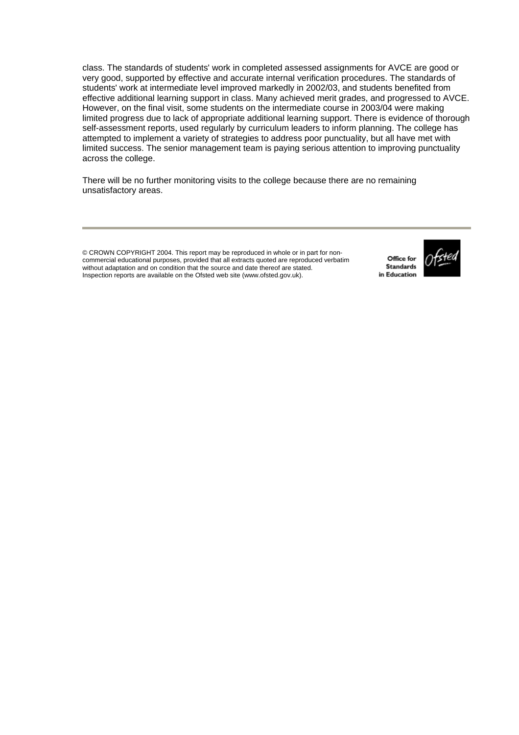class. The standards of students' work in completed assessed assignments for AVCE are good or very good, supported by effective and accurate internal verification procedures. The standards of students' work at intermediate level improved markedly in 2002/03, and students benefited from effective additional learning support in class. Many achieved merit grades, and progressed to AVCE. However, on the final visit, some students on the intermediate course in 2003/04 were making limited progress due to lack of appropriate additional learning support. There is evidence of thorough self-assessment reports, used regularly by curriculum leaders to inform planning. The college has attempted to implement a variety of strategies to address poor punctuality, but all have met with limited success. The senior management team is paying serious attention to improving punctuality across the college.

There will be no further monitoring visits to the college because there are no remaining unsatisfactory areas.

---

© CROWN COPYRIGHT 2004. This report may be reproduced in whole or in part for non-commercial educational purposes, provided that all extracts quoted are reproduced verbatim without adaptation and on condition that the source and date thereof are stated. Inspection reports are available on the Ofsted web site (www.ofsted.gov.uk).

Office for Standards in Education

Ofsted